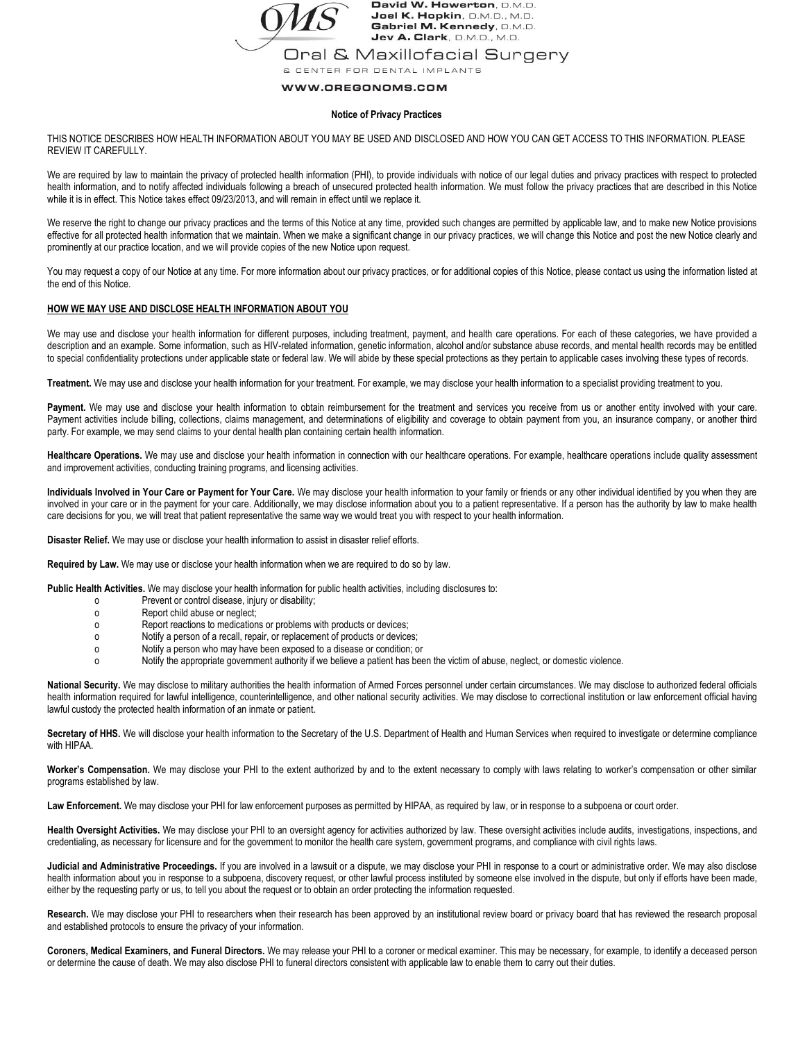David W. Howerton, D.M.D.
Joel K. Hopkin, D.M.D., M.D.
Gabriel M. Kennedy, D.M.D.
Jev A. Clark, D.M.D., M.D.

Oral & Maxillofacial Surgery
& CENTER FOR DENTAL IMPLANTS

WWW.OREGONOMS.COM

# Notice of Privacy Practices

THIS NOTICE DESCRIBES HOW HEALTH INFORMATION ABOUT YOU MAY BE USED AND DISCLOSED AND HOW YOU CAN GET ACCESS TO THIS INFORMATION. PLEASE REVIEW IT CAREFULLY.

We are required by law to maintain the privacy of protected health information (PHI), to provide individuals with notice of our legal duties and privacy practices with respect to protected health information, and to notify affected individuals following a breach of unsecured protected health information. We must follow the privacy practices that are described in this Notice while it is in effect. This Notice takes effect 09/23/2013, and will remain in effect until we replace it.

We reserve the right to change our privacy practices and the terms of this Notice at any time, provided such changes are permitted by applicable law, and to make new Notice provisions effective for all protected health information that we maintain. When we make a significant change in our privacy practices, we will change this Notice and post the new Notice clearly and prominently at our practice location, and we will provide copies of the new Notice upon request.

You may request a copy of our Notice at any time. For more information about our privacy practices, or for additional copies of this Notice, please contact us using the information listed at the end of this Notice.

## HOW WE MAY USE AND DISCLOSE HEALTH INFORMATION ABOUT YOU

We may use and disclose your health information for different purposes, including treatment, payment, and health care operations. For each of these categories, we have provided a description and an example. Some information, such as HIV-related information, genetic information, alcohol and/or substance abuse records, and mental health records may be entitled to special confidentiality protections under applicable state or federal law. We will abide by these special protections as they pertain to applicable cases involving these types of records.

**Treatment.** We may use and disclose your health information for your treatment. For example, we may disclose your health information to a specialist providing treatment to you.

**Payment.** We may use and disclose your health information to obtain reimbursement for the treatment and services you receive from us or another entity involved with your care. Payment activities include billing, collections, claims management, and determinations of eligibility and coverage to obtain payment from you, an insurance company, or another third party. For example, we may send claims to your dental health plan containing certain health information.

**Healthcare Operations.** We may use and disclose your health information in connection with our healthcare operations. For example, healthcare operations include quality assessment and improvement activities, conducting training programs, and licensing activities.

**Individuals Involved in Your Care or Payment for Your Care.** We may disclose your health information to your family or friends or any other individual identified by you when they are involved in your care or in the payment for your care. Additionally, we may disclose information about you to a patient representative. If a person has the authority by law to make health care decisions for you, we will treat that patient representative the same way we would treat you with respect to your health information.

**Disaster Relief.** We may use or disclose your health information to assist in disaster relief efforts.

**Required by Law.** We may use or disclose your health information when we are required to do so by law.

**Public Health Activities.** We may disclose your health information for public health activities, including disclosures to:

- Prevent or control disease, injury or disability;
- Report child abuse or neglect;
- Report reactions to medications or problems with products or devices;
- Notify a person of a recall, repair, or replacement of products or devices;
- Notify a person who may have been exposed to a disease or condition; or
- Notify the appropriate government authority if we believe a patient has been the victim of abuse, neglect, or domestic violence.

**National Security.** We may disclose to military authorities the health information of Armed Forces personnel under certain circumstances. We may disclose to authorized federal officials health information required for lawful intelligence, counterintelligence, and other national security activities. We may disclose to correctional institution or law enforcement official having lawful custody the protected health information of an inmate or patient.

**Secretary of HHS.** We will disclose your health information to the Secretary of the U.S. Department of Health and Human Services when required to investigate or determine compliance with HIPAA.

**Worker's Compensation.** We may disclose your PHI to the extent authorized by and to the extent necessary to comply with laws relating to worker's compensation or other similar programs established by law.

**Law Enforcement.** We may disclose your PHI for law enforcement purposes as permitted by HIPAA, as required by law, or in response to a subpoena or court order.

**Health Oversight Activities.** We may disclose your PHI to an oversight agency for activities authorized by law. These oversight activities include audits, investigations, inspections, and credentialing, as necessary for licensure and for the government to monitor the health care system, government programs, and compliance with civil rights laws.

**Judicial and Administrative Proceedings.** If you are involved in a lawsuit or a dispute, we may disclose your PHI in response to a court or administrative order. We may also disclose health information about you in response to a subpoena, discovery request, or other lawful process instituted by someone else involved in the dispute, but only if efforts have been made, either by the requesting party or us, to tell you about the request or to obtain an order protecting the information requested.

**Research.** We may disclose your PHI to researchers when their research has been approved by an institutional review board or privacy board that has reviewed the research proposal and established protocols to ensure the privacy of your information.

**Coroners, Medical Examiners, and Funeral Directors.** We may release your PHI to a coroner or medical examiner. This may be necessary, for example, to identify a deceased person or determine the cause of death. We may also disclose PHI to funeral directors consistent with applicable law to enable them to carry out their duties.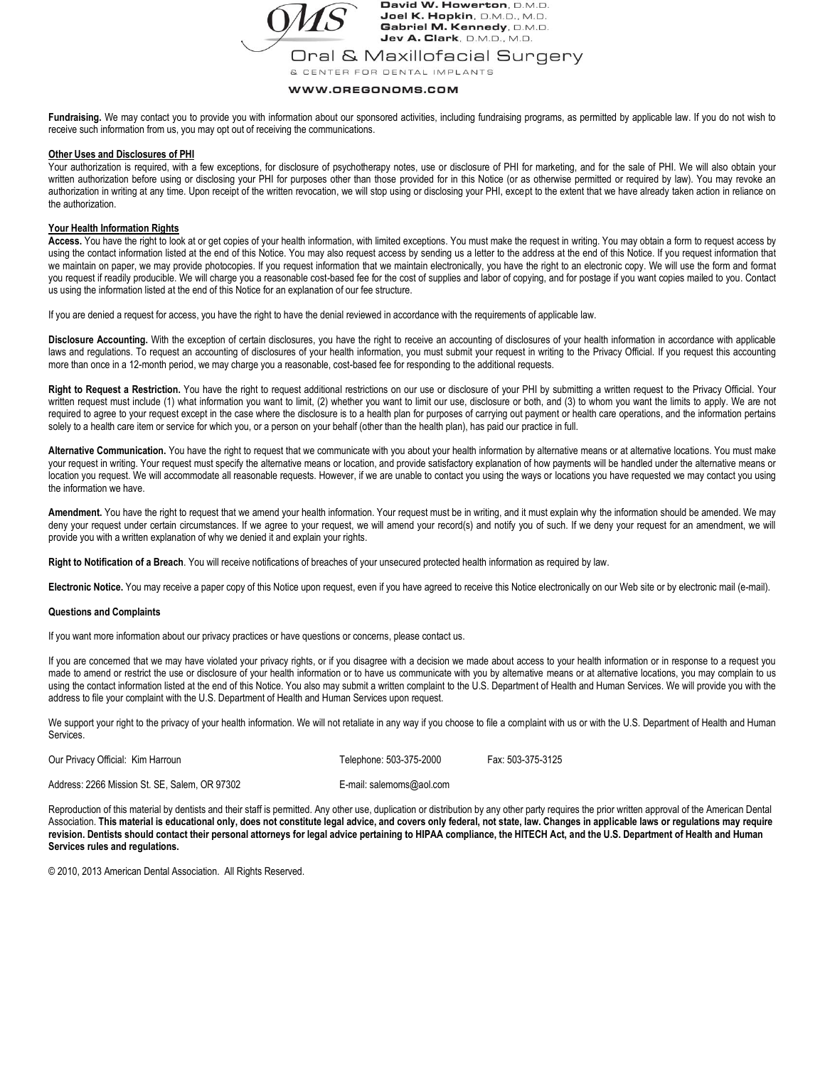**Fundraising.** We may contact you to provide you with information about our sponsored activities, including fundraising programs, as permitted by applicable law. If you do not wish to receive such information from us, you may opt out of receiving the communications.

**Other Uses and Disclosures of PHI**

Your authorization is required, with a few exceptions, for disclosure of psychotherapy notes, use or disclosure of PHI for marketing, and for the sale of PHI. We will also obtain your written authorization before using or disclosing your PHI for purposes other than those provided for in this Notice (or as otherwise permitted or required by law). You may revoke an authorization in writing at any time. Upon receipt of the written revocation, we will stop using or disclosing your PHI, except to the extent that we have already taken action in reliance on the authorization.

**Your Health Information Rights**

**Access.** You have the right to look at or get copies of your health information, with limited exceptions. You must make the request in writing. You may obtain a form to request access by using the contact information listed at the end of this Notice. You may also request access by sending us a letter to the address at the end of this Notice. If you request information that we maintain on paper, we may provide photocopies. If you request information that we maintain electronically, you have the right to an electronic copy. We will use the form and format you request if readily producible. We will charge you a reasonable cost-based fee for the cost of supplies and labor of copying, and for postage if you want copies mailed to you. Contact us using the information listed at the end of this Notice for an explanation of our fee structure.

If you are denied a request for access, you have the right to have the denial reviewed in accordance with the requirements of applicable law.

**Disclosure Accounting.** With the exception of certain disclosures, you have the right to receive an accounting of disclosures of your health information in accordance with applicable laws and regulations. To request an accounting of disclosures of your health information, you must submit your request in writing to the Privacy Official. If you request this accounting more than once in a 12-month period, we may charge you a reasonable, cost-based fee for responding to the additional requests.

**Right to Request a Restriction.** You have the right to request additional restrictions on our use or disclosure of your PHI by submitting a written request to the Privacy Official. Your written request must include (1) what information you want to limit, (2) whether you want to limit our use, disclosure or both, and (3) to whom you want the limits to apply. We are not required to agree to your request except in the case where the disclosure is to a health plan for purposes of carrying out payment or health care operations, and the information pertains solely to a health care item or service for which you, or a person on your behalf (other than the health plan), has paid our practice in full.

**Alternative Communication.** You have the right to request that we communicate with you about your health information by alternative means or at alternative locations. You must make your request in writing. Your request must specify the alternative means or location, and provide satisfactory explanation of how payments will be handled under the alternative means or location you request. We will accommodate all reasonable requests. However, if we are unable to contact you using the ways or locations you have requested we may contact you using the information we have.

**Amendment.** You have the right to request that we amend your health information. Your request must be in writing, and it must explain why the information should be amended. We may deny your request under certain circumstances. If we agree to your request, we will amend your record(s) and notify you of such. If we deny your request for an amendment, we will provide you with a written explanation of why we denied it and explain your rights.

**Right to Notification of a Breach**. You will receive notifications of breaches of your unsecured protected health information as required by law.

**Electronic Notice.** You may receive a paper copy of this Notice upon request, even if you have agreed to receive this Notice electronically on our Web site or by electronic mail (e-mail).

**Questions and Complaints**

If you want more information about our privacy practices or have questions or concerns, please contact us.

If you are concerned that we may have violated your privacy rights, or if you disagree with a decision we made about access to your health information or in response to a request you made to amend or restrict the use or disclosure of your health information or to have us communicate with you by alternative means or at alternative locations, you may complain to us using the contact information listed at the end of this Notice. You also may submit a written complaint to the U.S. Department of Health and Human Services. We will provide you with the address to file your complaint with the U.S. Department of Health and Human Services upon request.

We support your right to the privacy of your health information. We will not retaliate in any way if you choose to file a complaint with us or with the U.S. Department of Health and Human Services.

Our Privacy Official: Kim Harroun    Telephone: 503-375-2000    Fax: 503-375-3125

Address: 2266 Mission St. SE, Salem, OR 97302    E-mail: salemoms@aol.com

Reproduction of this material by dentists and their staff is permitted. Any other use, duplication or distribution by any other party requires the prior written approval of the American Dental Association. **This material is educational only, does not constitute legal advice, and covers only federal, not state, law. Changes in applicable laws or regulations may require revision. Dentists should contact their personal attorneys for legal advice pertaining to HIPAA compliance, the HITECH Act, and the U.S. Department of Health and Human Services rules and regulations.**

© 2010, 2013 American Dental Association. All Rights Reserved.